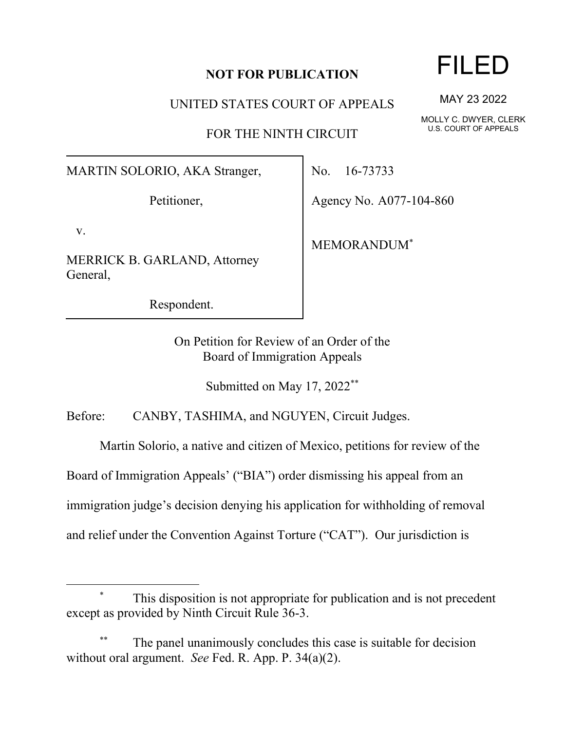**NOT FOR PUBLICATION**

UNITED STATES COURT OF APPEALS

FOR THE NINTH CIRCUIT

FILED

MAY 23 2022

MOLLY C. DWYER, CLERK
U.S. COURT OF APPEALS

MARTIN SOLORIO, AKA Stranger,

Petitioner,

v.

MERRICK B. GARLAND, Attorney General,

Respondent.

No. 16-73733

Agency No. A077-104-860

MEMORANDUM*

On Petition for Review of an Order of the
Board of Immigration Appeals

Submitted on May 17, 2022**

Before: CANBY, TASHIMA, and NGUYEN, Circuit Judges.

Martin Solorio, a native and citizen of Mexico, petitions for review of the Board of Immigration Appeals' ("BIA") order dismissing his appeal from an immigration judge's decision denying his application for withholding of removal and relief under the Convention Against Torture ("CAT"). Our jurisdiction is

---

\* This disposition is not appropriate for publication and is not precedent except as provided by Ninth Circuit Rule 36-3.

\*\* The panel unanimously concludes this case is suitable for decision without oral argument. *See* Fed. R. App. P. 34(a)(2).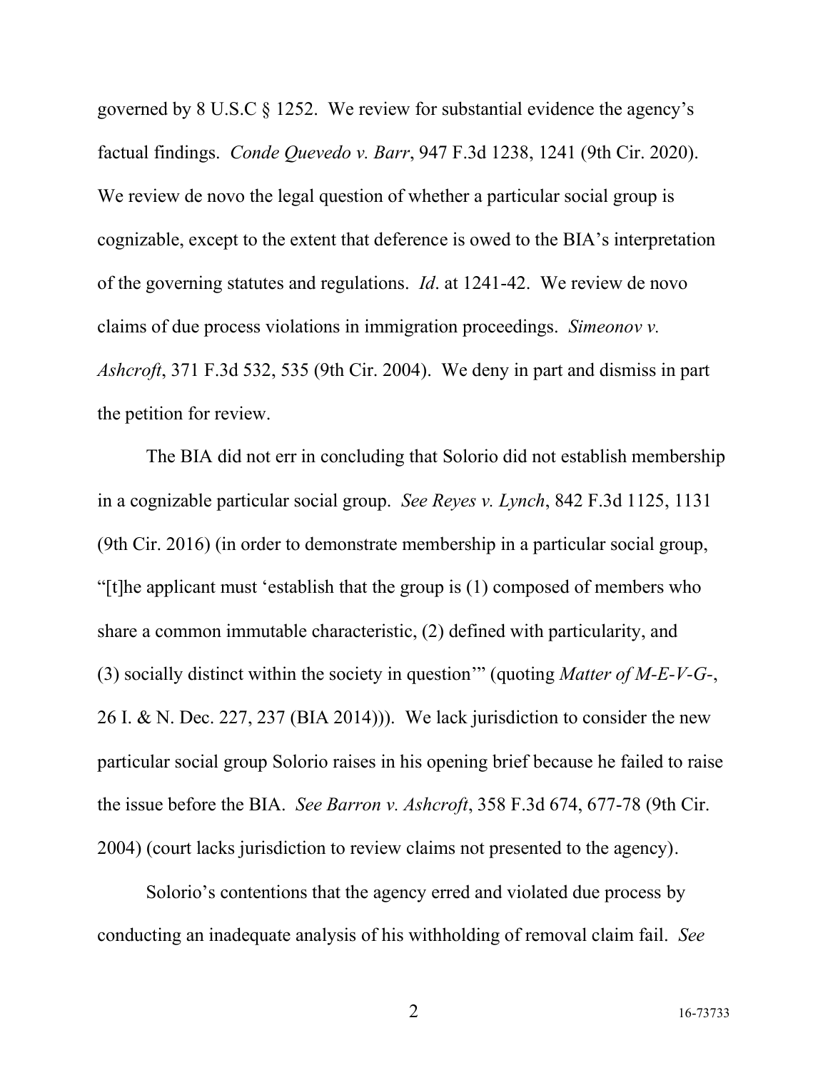governed by 8 U.S.C § 1252. We review for substantial evidence the agency's factual findings. *Conde Quevedo v. Barr*, 947 F.3d 1238, 1241 (9th Cir. 2020). We review de novo the legal question of whether a particular social group is cognizable, except to the extent that deference is owed to the BIA's interpretation of the governing statutes and regulations. *Id*. at 1241-42. We review de novo claims of due process violations in immigration proceedings. *Simeonov v. Ashcroft*, 371 F.3d 532, 535 (9th Cir. 2004). We deny in part and dismiss in part the petition for review.

The BIA did not err in concluding that Solorio did not establish membership in a cognizable particular social group. *See Reyes v. Lynch*, 842 F.3d 1125, 1131 (9th Cir. 2016) (in order to demonstrate membership in a particular social group, "[t]he applicant must 'establish that the group is (1) composed of members who share a common immutable characteristic, (2) defined with particularity, and (3) socially distinct within the society in question'" (quoting *Matter of M-E-V-G-*, 26 I. & N. Dec. 227, 237 (BIA 2014))). We lack jurisdiction to consider the new particular social group Solorio raises in his opening brief because he failed to raise the issue before the BIA. *See Barron v. Ashcroft*, 358 F.3d 674, 677-78 (9th Cir. 2004) (court lacks jurisdiction to review claims not presented to the agency).

Solorio's contentions that the agency erred and violated due process by conducting an inadequate analysis of his withholding of removal claim fail. *See*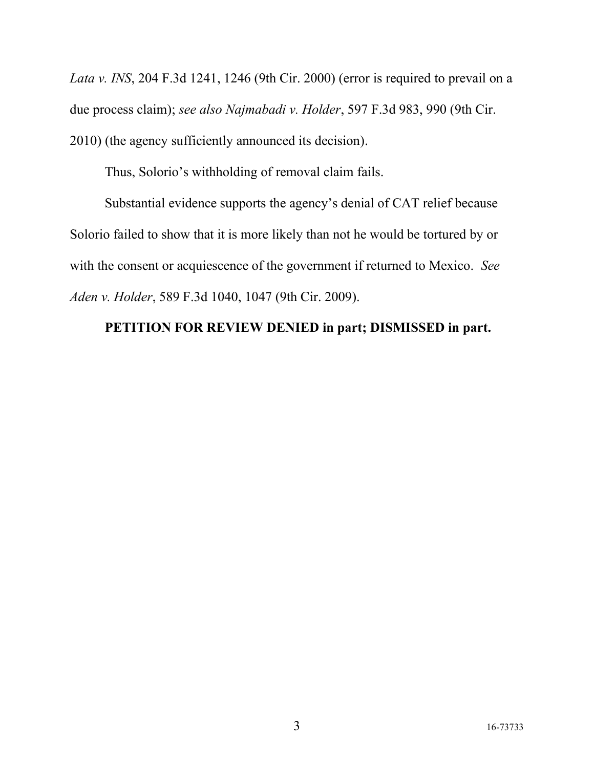*Lata v. INS*, 204 F.3d 1241, 1246 (9th Cir. 2000) (error is required to prevail on a due process claim); *see also Najmabadi v. Holder*, 597 F.3d 983, 990 (9th Cir. 2010) (the agency sufficiently announced its decision).

Thus, Solorio's withholding of removal claim fails.

Substantial evidence supports the agency's denial of CAT relief because Solorio failed to show that it is more likely than not he would be tortured by or with the consent or acquiescence of the government if returned to Mexico. *See Aden v. Holder*, 589 F.3d 1040, 1047 (9th Cir. 2009).

**PETITION FOR REVIEW DENIED in part; DISMISSED in part.**